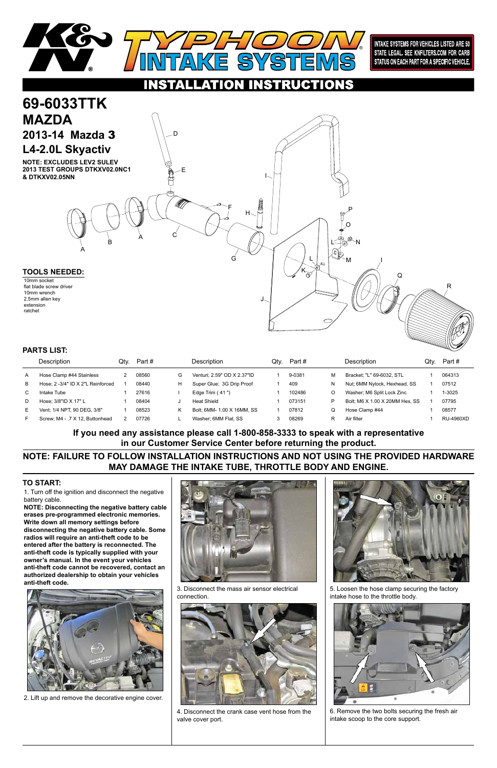# K&N TYPHOON INTAKE SYSTEMS

INTAKE SYSTEMS FOR VEHICLES LISTED ARE 50 STATE LEGAL. SEE KNFILTERS.COM FOR CARB STATUS ON EACH PART FOR A SPECIFIC VEHICLE.

## INSTALLATION INSTRUCTIONS

# 69-6033TTK
## MAZDA
### 2013-14 Mazda 3
### L4-2.0L Skyactiv

**NOTE: EXCLUDES LEV2 SULEV 2013 TEST GROUPS DTKXV02.0NC1 & DTKXV02.05NN**

### TOOLS NEEDED:

10mm socket
flat blade screw driver
10mm wrench
2.5mm allen key
extension
ratchet

### PARTS LIST:

| | Description | Qty. | Part # | | Description | Qty. | Part # | | Description | Qty. | Part # |
|---|---|---|---|---|---|---|---|---|---|---|---|
| A | Hose Clamp #44 Stainless | 2 | 08560 | G | Venturi; 2.59" OD X 2.37"ID | 1 | 9-0381 | M | Bracket; "L" 69-6032, STL | 1 | 064313 |
| B | Hose; 2 -3/4" ID X 2"L Reinforced | 1 | 08440 | H | Super Glue; 3G Drip Proof | 1 | 409 | N | Nut; 6MM Nylock, Hexhead, SS | 1 | 07512 |
| C | Intake Tube | 1 | 27616 | I | Edge Trim ( 41 ") | 1 | 102486 | O | Washer; M6 Split Lock Zinc | 1 | 1-3025 |
| D | Hose; 3/8"ID X 17" L | 1 | 08404 | J | Heat Shield | 1 | 073151 | P | Bolt; M6 X 1.00 X 20MM Hex, SS | 1 | 07795 |
| E | Vent; 1/4 NPT, 90 DEG, 3/8" | 1 | 08523 | K | Bolt; 6MM- 1.00 X 16MM, SS | 1 | 07812 | Q | Hose Clamp #44 | 1 | 08577 |
| F | Screw; M4 - .7 X 12, Buttonhead | 2 | 07726 | L | Washer; 6MM Flat, SS | 3 | 08269 | R | Air filter | 1 | RU-4960XD |

**If you need any assistance please call 1-800-858-3333 to speak with a representative in our Customer Service Center before returning the product.**

**NOTE: FAILURE TO FOLLOW INSTALLATION INSTRUCTIONS AND NOT USING THE PROVIDED HARDWARE MAY DAMAGE THE INTAKE TUBE, THROTTLE BODY AND ENGINE.**

### TO START:

1. Turn off the ignition and disconnect the negative battery cable.

**NOTE: Disconnecting the negative battery cable erases pre-programmed electronic memories. Write down all memory settings before disconnecting the negative battery cable. Some radios will require an anti-theft code to be entered after the battery is reconnected. The anti-theft code is typically supplied with your owner's manual. In the event your vehicles anti-theft code cannot be recovered, contact an authorized dealership to obtain your vehicles anti-theft code.**

2. Lift up and remove the decorative engine cover.

3. Disconnect the mass air sensor electrical connection.

4. Disconnect the crank case vent hose from the valve cover port.

5. Loosen the hose clamp securing the factory intake hose to the throttle body.

6. Remove the two bolts securing the fresh air intake scoop to the core support.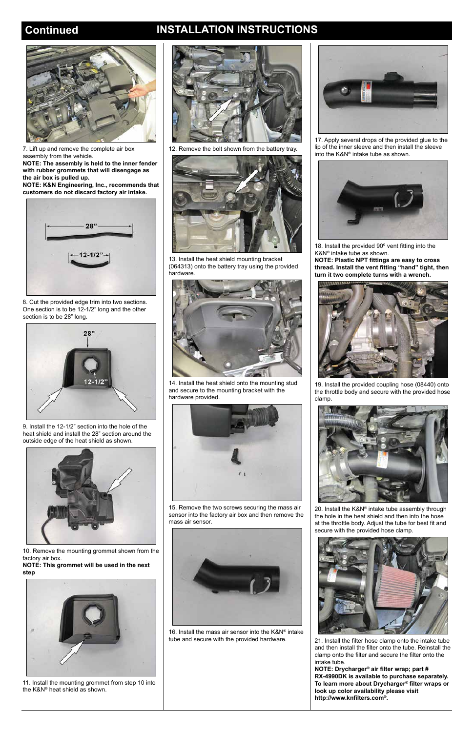## Continued

# INSTALLATION INSTRUCTIONS

7. Lift up and remove the complete air box assembly from the vehicle.
**NOTE: The assembly is held to the inner fender with rubber grommets that will disengage as the air box is pulled up.**
**NOTE: K&N Engineering, Inc., recommends that customers do not discard factory air intake.**

8. Cut the provided edge trim into two sections. One section is to be 12-1/2" long and the other section is to be 28" long.

9. Install the 12-1/2" section into the hole of the heat shield and install the 28" section around the outside edge of the heat shield as shown.

10. Remove the mounting grommet shown from the factory air box.
**NOTE: This grommet will be used in the next step**

11. Install the mounting grommet from step 10 into the K&N® heat shield as shown.

12. Remove the bolt shown from the battery tray.

13. Install the heat shield mounting bracket (064313) onto the battery tray using the provided hardware.

14. Install the heat shield onto the mounting stud and secure to the mounting bracket with the hardware provided.

15. Remove the two screws securing the mass air sensor into the factory air box and then remove the mass air sensor.

16. Install the mass air sensor into the K&N® intake tube and secure with the provided hardware.

17. Apply several drops of the provided glue to the lip of the inner sleeve and then install the sleeve into the K&N® intake tube as shown.

18. Install the provided 90º vent fitting into the K&N® intake tube as shown.
**NOTE: Plastic NPT fittings are easy to cross thread. Install the vent fitting "hand" tight, then turn it two complete turns with a wrench.**

19. Install the provided coupling hose (08440) onto the throttle body and secure with the provided hose clamp.

20. Install the K&N® intake tube assembly through the hole in the heat shield and then into the hose at the throttle body. Adjust the tube for best fit and secure with the provided hose clamp.

21. Install the filter hose clamp onto the intake tube and then install the filter onto the tube. Reinstall the clamp onto the filter and secure the filter onto the intake tube.
**NOTE: Drycharger® air filter wrap; part # RX-4990DK is available to purchase separately. To learn more about Drycharger® filter wraps or look up color availability please visit http://www.knfilters.com®.**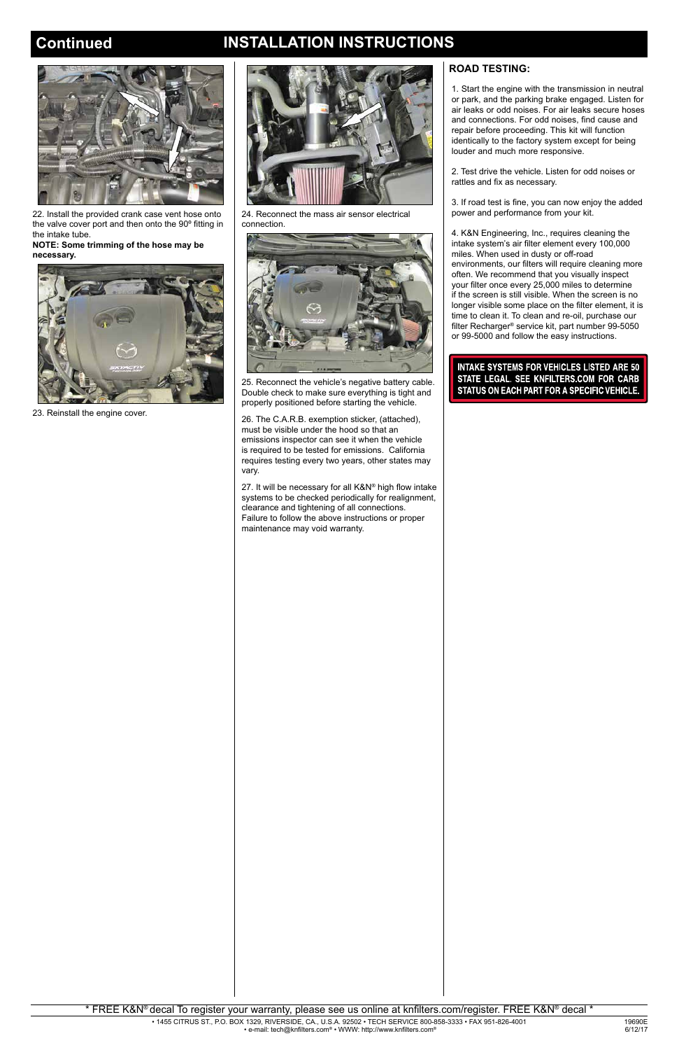# Continued INSTALLATION INSTRUCTIONS

22. Install the provided crank case vent hose onto the valve cover port and then onto the 90º fitting in the intake tube.

**NOTE: Some trimming of the hose may be necessary.**

23. Reinstall the engine cover.

24. Reconnect the mass air sensor electrical connection.

25. Reconnect the vehicle's negative battery cable. Double check to make sure everything is tight and properly positioned before starting the vehicle.

26. The C.A.R.B. exemption sticker, (attached), must be visible under the hood so that an emissions inspector can see it when the vehicle is required to be tested for emissions. California requires testing every two years, other states may vary.

27. It will be necessary for all K&N® high flow intake systems to be checked periodically for realignment, clearance and tightening of all connections. Failure to follow the above instructions or proper maintenance may void warranty.

## ROAD TESTING:

1. Start the engine with the transmission in neutral or park, and the parking brake engaged. Listen for air leaks or odd noises. For air leaks secure hoses and connections. For odd noises, find cause and repair before proceeding. This kit will function identically to the factory system except for being louder and much more responsive.

2. Test drive the vehicle. Listen for odd noises or rattles and fix as necessary.

3. If road test is fine, you can now enjoy the added power and performance from your kit.

4. K&N Engineering, Inc., requires cleaning the intake system's air filter element every 100,000 miles. When used in dusty or off-road environments, our filters will require cleaning more often. We recommend that you visually inspect your filter once every 25,000 miles to determine if the screen is still visible. When the screen is no longer visible some place on the filter element, it is time to clean it. To clean and re-oil, purchase our filter Recharger® service kit, part number 99-5050 or 99-5000 and follow the easy instructions.

**INTAKE SYSTEMS FOR VEHICLES LISTED ARE 50 STATE LEGAL. SEE KNFILTERS.COM FOR CARB STATUS ON EACH PART FOR A SPECIFIC VEHICLE.**

\* FREE K&N® decal To register your warranty, please see us online at knfilters.com/register. FREE K&N® decal \*

• 1455 CITRUS ST., P.O. BOX 1329, RIVERSIDE, CA., U.S.A. 92502 • TECH SERVICE 800-858-3333 • FAX 951-826-4001
• e-mail: tech@knfilters.com® • WWW: http://www.knfilters.com®

19690E
6/12/17